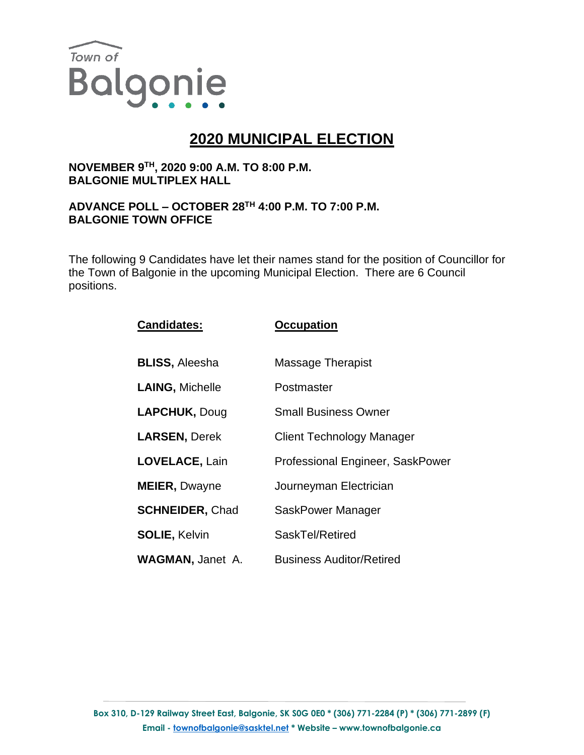Town of

Balgonie

# 2020 MUNICIPAL ELECTION

**NOVEMBER 9TH, 2020 9:00 A.M. TO 8:00 P.M.**
**BALGONIE MULTIPLEX HALL**

**ADVANCE POLL – OCTOBER 28TH 4:00 P.M. TO 7:00 P.M.**
**BALGONIE TOWN OFFICE**

The following 9 Candidates have let their names stand for the position of Councillor for the Town of Balgonie in the upcoming Municipal Election. There are 6 Council positions.

| Candidates: | Occupation |
|---|---|
| **BLISS,** Aleesha | Massage Therapist |
| **LAING,** Michelle | Postmaster |
| **LAPCHUK,** Doug | Small Business Owner |
| **LARSEN,** Derek | Client Technology Manager |
| **LOVELACE,** Lain | Professional Engineer, SaskPower |
| **MEIER,** Dwayne | Journeyman Electrician |
| **SCHNEIDER,** Chad | SaskPower Manager |
| **SOLIE,** Kelvin | SaskTel/Retired |
| **WAGMAN,** Janet A. | Business Auditor/Retired |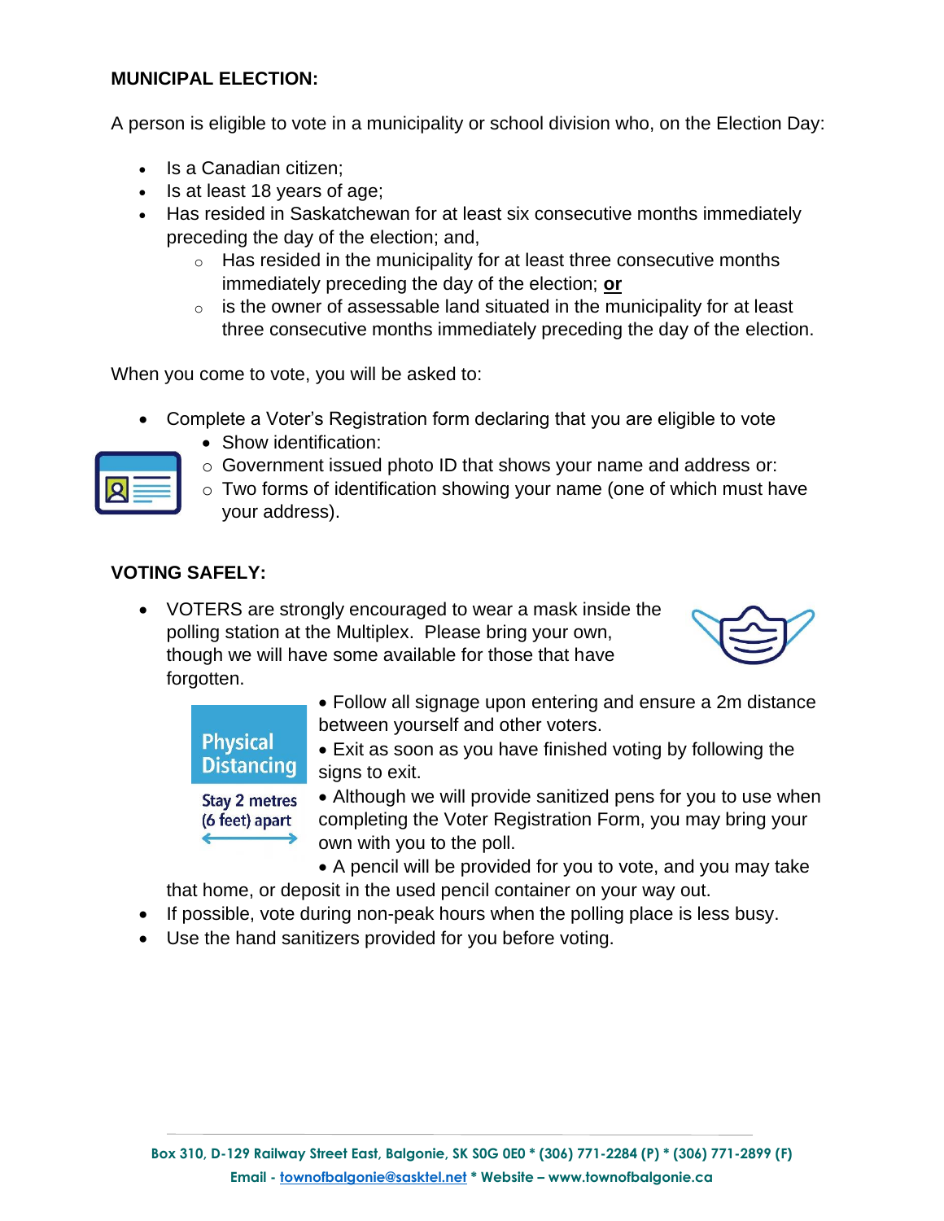**MUNICIPAL ELECTION:**

A person is eligible to vote in a municipality or school division who, on the Election Day:

- Is a Canadian citizen;
- Is at least 18 years of age;
- Has resided in Saskatchewan for at least six consecutive months immediately preceding the day of the election; and,
    - Has resided in the municipality for at least three consecutive months immediately preceding the day of the election; **or**
    - is the owner of assessable land situated in the municipality for at least three consecutive months immediately preceding the day of the election.

When you come to vote, you will be asked to:

- Complete a Voter's Registration form declaring that you are eligible to vote
- Show identification:
    - Government issued photo ID that shows your name and address or:
    - Two forms of identification showing your name (one of which must have your address).

**VOTING SAFELY:**

- VOTERS are strongly encouraged to wear a mask inside the polling station at the Multiplex. Please bring your own, though we will have some available for those that have forgotten.

Physical Distancing

Stay 2 metres (6 feet) apart

- Follow all signage upon entering and ensure a 2m distance between yourself and other voters.
- Exit as soon as you have finished voting by following the signs to exit.
- Although we will provide sanitized pens for you to use when completing the Voter Registration Form, you may bring your own with you to the poll.
- A pencil will be provided for you to vote, and you may take that home, or deposit in the used pencil container on your way out.
- If possible, vote during non-peak hours when the polling place is less busy.
- Use the hand sanitizers provided for you before voting.

Box 310, D-129 Railway Street East, Balgonie, SK S0G 0E0 * (306) 771-2284 (P) * (306) 771-2899 (F)
Email - townofbalgonie@sasktel.net * Website – www.townofbalgonie.ca